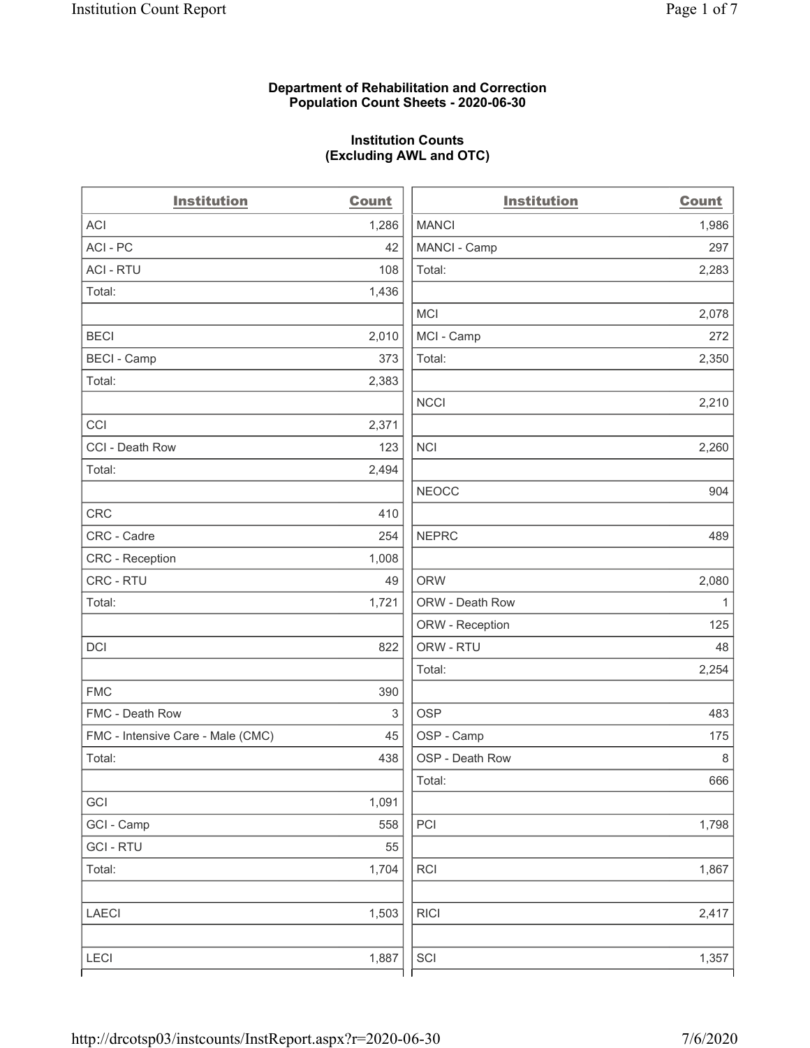**Department of Rehabilitation and Correction**
**Population Count Sheets - 2020-06-30**

**Institution Counts**
**(Excluding AWL and OTC)**

| Institution | Count | Institution | Count |
|---|---|---|---|
| ACI | 1,286 | MANCI | 1,986 |
| ACI - PC | 42 | MANCI - Camp | 297 |
| ACI - RTU | 108 | Total: | 2,283 |
| Total: | 1,436 | | |
| | | MCI | 2,078 |
| BECI | 2,010 | MCI - Camp | 272 |
| BECI - Camp | 373 | Total: | 2,350 |
| Total: | 2,383 | | |
| | | NCCI | 2,210 |
| CCI | 2,371 | | |
| CCI - Death Row | 123 | NCI | 2,260 |
| Total: | 2,494 | | |
| | | NEOCC | 904 |
| CRC | 410 | | |
| CRC - Cadre | 254 | NEPRC | 489 |
| CRC - Reception | 1,008 | | |
| CRC - RTU | 49 | ORW | 2,080 |
| Total: | 1,721 | ORW - Death Row | 1 |
| | | ORW - Reception | 125 |
| DCI | 822 | ORW - RTU | 48 |
| | | Total: | 2,254 |
| FMC | 390 | | |
| FMC - Death Row | 3 | OSP | 483 |
| FMC - Intensive Care - Male (CMC) | 45 | OSP - Camp | 175 |
| Total: | 438 | OSP - Death Row | 8 |
| | | Total: | 666 |
| GCI | 1,091 | | |
| GCI - Camp | 558 | PCI | 1,798 |
| GCI - RTU | 55 | | |
| Total: | 1,704 | RCI | 1,867 |
| | | | |
| LAECI | 1,503 | RICI | 2,417 |
| | | | |
| LECI | 1,887 | SCI | 1,357 |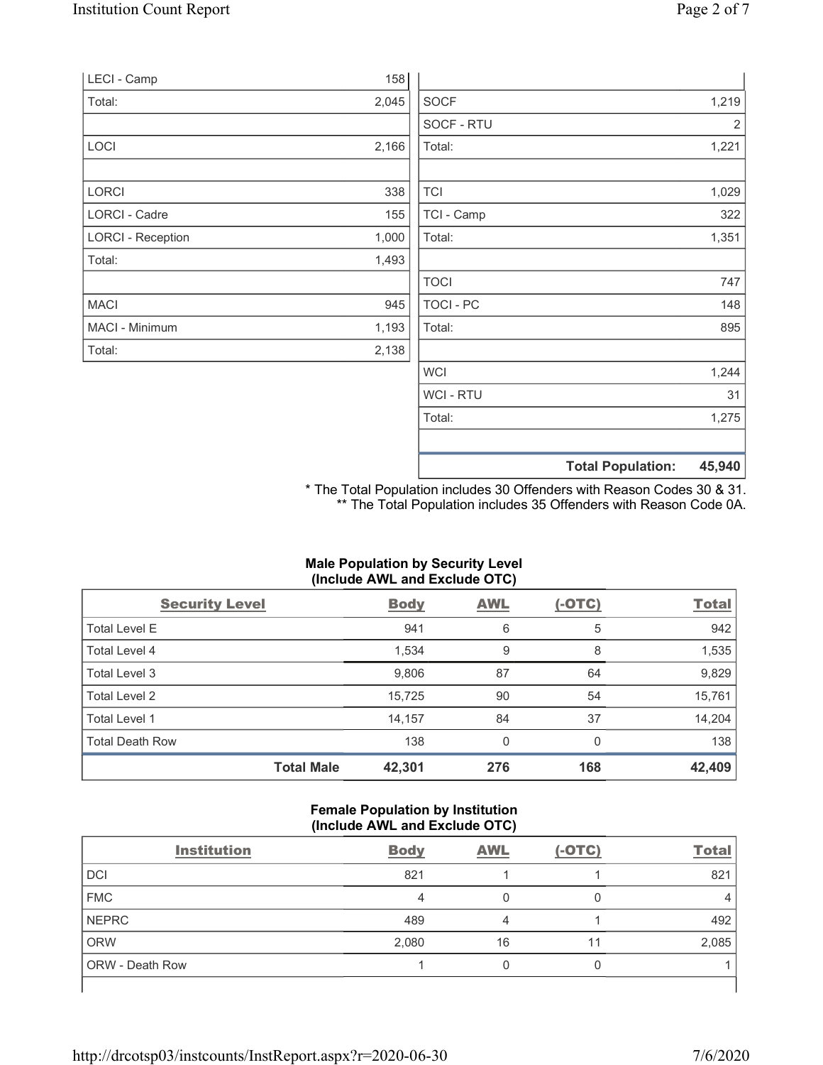| | |
|---|---|
| LECI - Camp | 158 |
| Total: | 2,045 |
| | |
| LOCI | 2,166 |
| | |
| LORCI | 338 |
| LORCI - Cadre | 155 |
| LORCI - Reception | 1,000 |
| Total: | 1,493 |
| | |
| MACI | 945 |
| MACI - Minimum | 1,193 |
| Total: | 2,138 |

| | |
|---|---|
| SOCF | 1,219 |
| SOCF - RTU | 2 |
| Total: | 1,221 |
| | |
| TCI | 1,029 |
| TCI - Camp | 322 |
| Total: | 1,351 |
| | |
| TOCI | 747 |
| TOCI - PC | 148 |
| Total: | 895 |
| | |
| WCI | 1,244 |
| WCI - RTU | 31 |
| Total: | 1,275 |
| | |
| **Total Population:** | **45,940** |

* The Total Population includes 30 Offenders with Reason Codes 30 & 31.
** The Total Population includes 35 Offenders with Reason Code 0A.

**Male Population by Security Level (Include AWL and Exclude OTC)**

| Security Level | Body | AWL | (-OTC) | Total |
|---|---|---|---|---|
| Total Level E | 941 | 6 | 5 | 942 |
| Total Level 4 | 1,534 | 9 | 8 | 1,535 |
| Total Level 3 | 9,806 | 87 | 64 | 9,829 |
| Total Level 2 | 15,725 | 90 | 54 | 15,761 |
| Total Level 1 | 14,157 | 84 | 37 | 14,204 |
| Total Death Row | 138 | 0 | 0 | 138 |
| **Total Male** | **42,301** | **276** | **168** | **42,409** |

**Female Population by Institution (Include AWL and Exclude OTC)**

| Institution | Body | AWL | (-OTC) | Total |
|---|---|---|---|---|
| DCI | 821 | 1 | 1 | 821 |
| FMC | 4 | 0 | 0 | 4 |
| NEPRC | 489 | 4 | 1 | 492 |
| ORW | 2,080 | 16 | 11 | 2,085 |
| ORW - Death Row | 1 | 0 | 0 | 1 |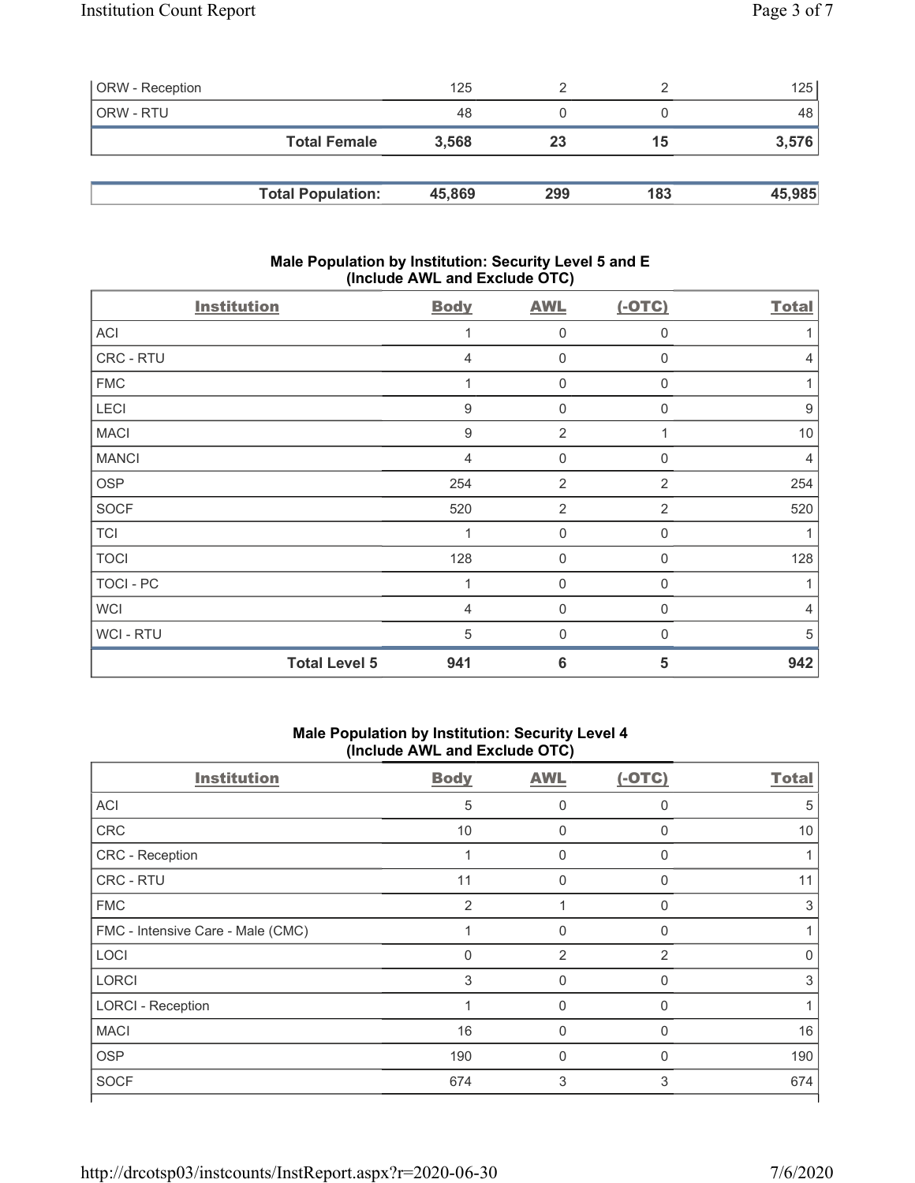| | | | | |
|---|---|---|---|---|
| ORW - Reception | 125 | 2 | 2 | 125 |
| ORW - RTU | 48 | 0 | 0 | 48 |
| **Total Female** | **3,568** | **23** | **15** | **3,576** |

| | | | | |
|---|---|---|---|---|
| **Total Population:** | **45,869** | **299** | **183** | **45,985** |

### Male Population by Institution: Security Level 5 and E (Include AWL and Exclude OTC)

| Institution | Body | AWL | (-OTC) | Total |
|---|---|---|---|---|
| ACI | 1 | 0 | 0 | 1 |
| CRC - RTU | 4 | 0 | 0 | 4 |
| FMC | 1 | 0 | 0 | 1 |
| LECI | 9 | 0 | 0 | 9 |
| MACI | 9 | 2 | 1 | 10 |
| MANCI | 4 | 0 | 0 | 4 |
| OSP | 254 | 2 | 2 | 254 |
| SOCF | 520 | 2 | 2 | 520 |
| TCI | 1 | 0 | 0 | 1 |
| TOCI | 128 | 0 | 0 | 128 |
| TOCI - PC | 1 | 0 | 0 | 1 |
| WCI | 4 | 0 | 0 | 4 |
| WCI - RTU | 5 | 0 | 0 | 5 |
| **Total Level 5** | **941** | **6** | **5** | **942** |

### Male Population by Institution: Security Level 4 (Include AWL and Exclude OTC)

| Institution | Body | AWL | (-OTC) | Total |
|---|---|---|---|---|
| ACI | 5 | 0 | 0 | 5 |
| CRC | 10 | 0 | 0 | 10 |
| CRC - Reception | 1 | 0 | 0 | 1 |
| CRC - RTU | 11 | 0 | 0 | 11 |
| FMC | 2 | 1 | 0 | 3 |
| FMC - Intensive Care - Male (CMC) | 1 | 0 | 0 | 1 |
| LOCI | 0 | 2 | 2 | 0 |
| LORCI | 3 | 0 | 0 | 3 |
| LORCI - Reception | 1 | 0 | 0 | 1 |
| MACI | 16 | 0 | 0 | 16 |
| OSP | 190 | 0 | 0 | 190 |
| SOCF | 674 | 3 | 3 | 674 |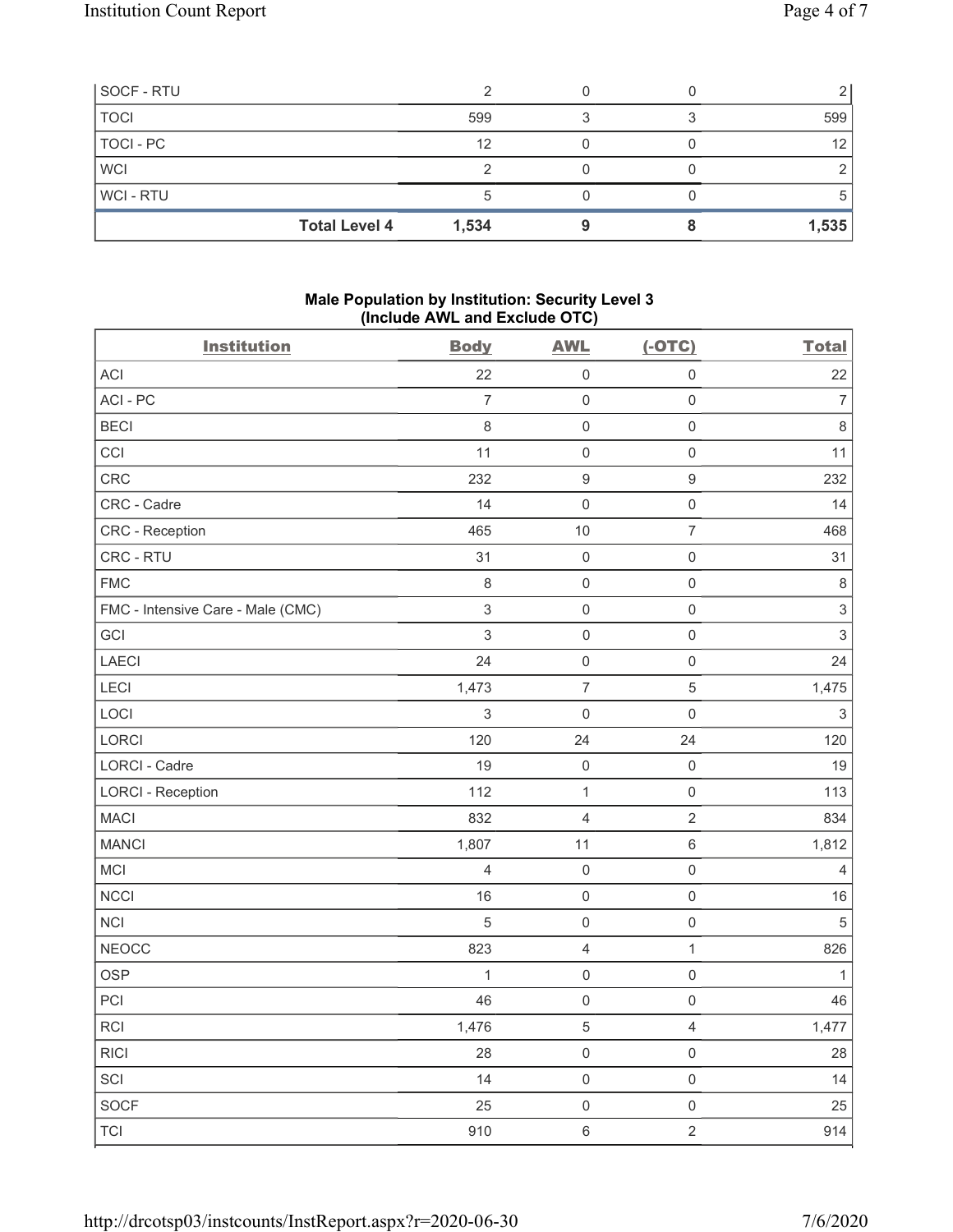| | Body | AWL | (-OTC) | Total |
|---|---|---|---|---|
| SOCF - RTU | 2 | 0 | 0 | 2 |
| TOCI | 599 | 3 | 3 | 599 |
| TOCI - PC | 12 | 0 | 0 | 12 |
| WCI | 2 | 0 | 0 | 2 |
| WCI - RTU | 5 | 0 | 0 | 5 |
| **Total Level 4** | **1,534** | **9** | **8** | **1,535** |

## Male Population by Institution: Security Level 3 (Include AWL and Exclude OTC)

| Institution | Body | AWL | (-OTC) | Total |
|---|---|---|---|---|
| ACI | 22 | 0 | 0 | 22 |
| ACI - PC | 7 | 0 | 0 | 7 |
| BECI | 8 | 0 | 0 | 8 |
| CCI | 11 | 0 | 0 | 11 |
| CRC | 232 | 9 | 9 | 232 |
| CRC - Cadre | 14 | 0 | 0 | 14 |
| CRC - Reception | 465 | 10 | 7 | 468 |
| CRC - RTU | 31 | 0 | 0 | 31 |
| FMC | 8 | 0 | 0 | 8 |
| FMC - Intensive Care - Male (CMC) | 3 | 0 | 0 | 3 |
| GCI | 3 | 0 | 0 | 3 |
| LAECI | 24 | 0 | 0 | 24 |
| LECI | 1,473 | 7 | 5 | 1,475 |
| LOCI | 3 | 0 | 0 | 3 |
| LORCI | 120 | 24 | 24 | 120 |
| LORCI - Cadre | 19 | 0 | 0 | 19 |
| LORCI - Reception | 112 | 1 | 0 | 113 |
| MACI | 832 | 4 | 2 | 834 |
| MANCI | 1,807 | 11 | 6 | 1,812 |
| MCI | 4 | 0 | 0 | 4 |
| NCCI | 16 | 0 | 0 | 16 |
| NCI | 5 | 0 | 0 | 5 |
| NEOCC | 823 | 4 | 1 | 826 |
| OSP | 1 | 0 | 0 | 1 |
| PCI | 46 | 0 | 0 | 46 |
| RCI | 1,476 | 5 | 4 | 1,477 |
| RICI | 28 | 0 | 0 | 28 |
| SCI | 14 | 0 | 0 | 14 |
| SOCF | 25 | 0 | 0 | 25 |
| TCI | 910 | 6 | 2 | 914 |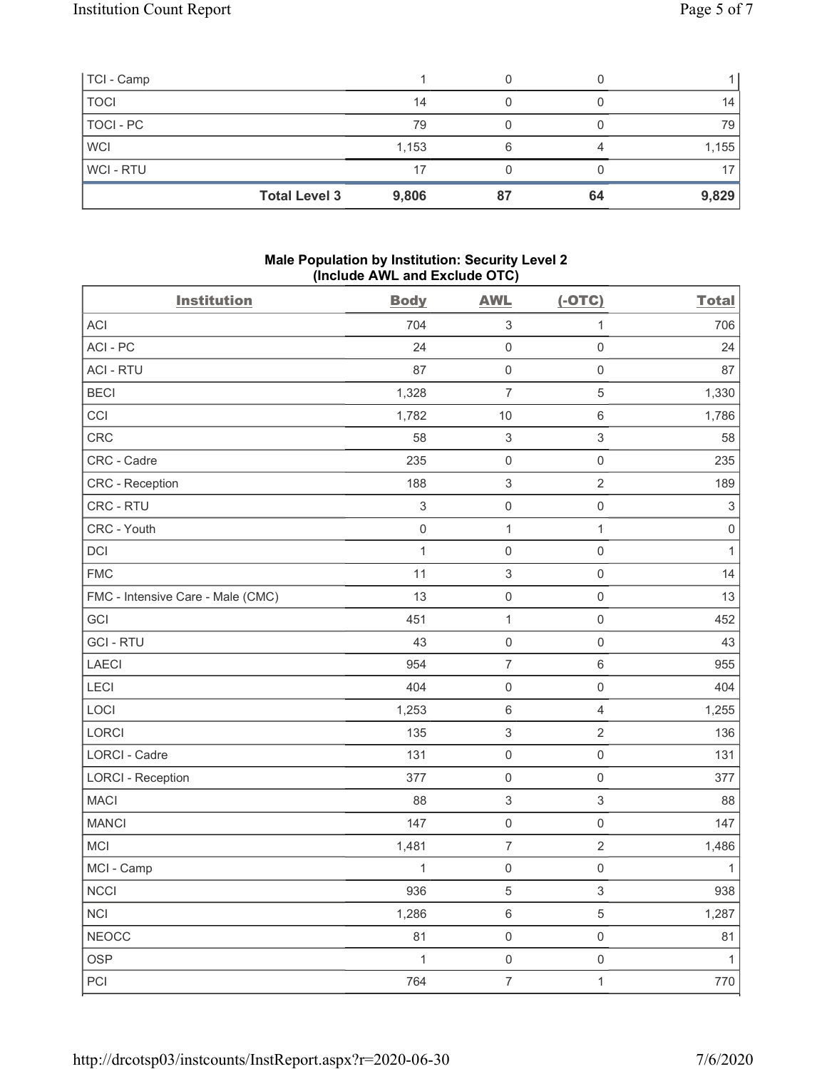| | Body | AWL | (-OTC) | Total |
|---|---|---|---|---|
| TCI - Camp | 1 | 0 | 0 | 1 |
| TOCI | 14 | 0 | 0 | 14 |
| TOCI - PC | 79 | 0 | 0 | 79 |
| WCI | 1,153 | 6 | 4 | 1,155 |
| WCI - RTU | 17 | 0 | 0 | 17 |
| **Total Level 3** | **9,806** | **87** | **64** | **9,829** |

### Male Population by Institution: Security Level 2 (Include AWL and Exclude OTC)

| Institution | Body | AWL | (-OTC) | Total |
|---|---|---|---|---|
| ACI | 704 | 3 | 1 | 706 |
| ACI - PC | 24 | 0 | 0 | 24 |
| ACI - RTU | 87 | 0 | 0 | 87 |
| BECI | 1,328 | 7 | 5 | 1,330 |
| CCI | 1,782 | 10 | 6 | 1,786 |
| CRC | 58 | 3 | 3 | 58 |
| CRC - Cadre | 235 | 0 | 0 | 235 |
| CRC - Reception | 188 | 3 | 2 | 189 |
| CRC - RTU | 3 | 0 | 0 | 3 |
| CRC - Youth | 0 | 1 | 1 | 0 |
| DCI | 1 | 0 | 0 | 1 |
| FMC | 11 | 3 | 0 | 14 |
| FMC - Intensive Care - Male (CMC) | 13 | 0 | 0 | 13 |
| GCI | 451 | 1 | 0 | 452 |
| GCI - RTU | 43 | 0 | 0 | 43 |
| LAECI | 954 | 7 | 6 | 955 |
| LECI | 404 | 0 | 0 | 404 |
| LOCI | 1,253 | 6 | 4 | 1,255 |
| LORCI | 135 | 3 | 2 | 136 |
| LORCI - Cadre | 131 | 0 | 0 | 131 |
| LORCI - Reception | 377 | 0 | 0 | 377 |
| MACI | 88 | 3 | 3 | 88 |
| MANCI | 147 | 0 | 0 | 147 |
| MCI | 1,481 | 7 | 2 | 1,486 |
| MCI - Camp | 1 | 0 | 0 | 1 |
| NCCI | 936 | 5 | 3 | 938 |
| NCI | 1,286 | 6 | 5 | 1,287 |
| NEOCC | 81 | 0 | 0 | 81 |
| OSP | 1 | 0 | 0 | 1 |
| PCI | 764 | 7 | 1 | 770 |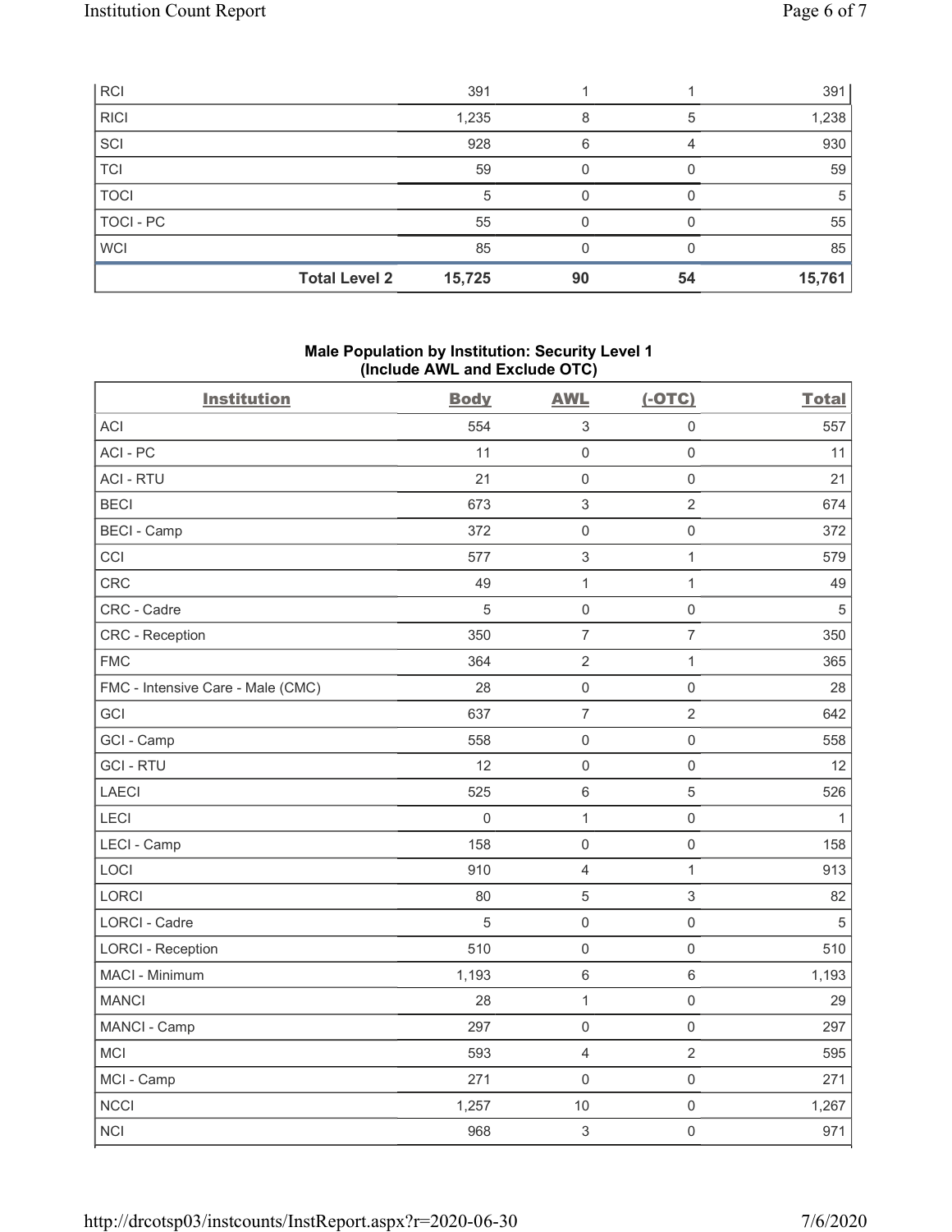| RCI | | 391 | 1 | 1 | 391 |
|---|---|---|---|---|---|
| RICI | | 1,235 | 8 | 5 | 1,238 |
| SCI | | 928 | 6 | 4 | 930 |
| TCI | | 59 | 0 | 0 | 59 |
| TOCI | | 5 | 0 | 0 | 5 |
| TOCI - PC | | 55 | 0 | 0 | 55 |
| WCI | | 85 | 0 | 0 | 85 |
| | **Total Level 2** | **15,725** | **90** | **54** | **15,761** |

### Male Population by Institution: Security Level 1 (Include AWL and Exclude OTC)

| Institution | Body | AWL | (-OTC) | Total |
|---|---|---|---|---|
| ACI | 554 | 3 | 0 | 557 |
| ACI - PC | 11 | 0 | 0 | 11 |
| ACI - RTU | 21 | 0 | 0 | 21 |
| BECI | 673 | 3 | 2 | 674 |
| BECI - Camp | 372 | 0 | 0 | 372 |
| CCI | 577 | 3 | 1 | 579 |
| CRC | 49 | 1 | 1 | 49 |
| CRC - Cadre | 5 | 0 | 0 | 5 |
| CRC - Reception | 350 | 7 | 7 | 350 |
| FMC | 364 | 2 | 1 | 365 |
| FMC - Intensive Care - Male (CMC) | 28 | 0 | 0 | 28 |
| GCI | 637 | 7 | 2 | 642 |
| GCI - Camp | 558 | 0 | 0 | 558 |
| GCI - RTU | 12 | 0 | 0 | 12 |
| LAECI | 525 | 6 | 5 | 526 |
| LECI | 0 | 1 | 0 | 1 |
| LECI - Camp | 158 | 0 | 0 | 158 |
| LOCI | 910 | 4 | 1 | 913 |
| LORCI | 80 | 5 | 3 | 82 |
| LORCI - Cadre | 5 | 0 | 0 | 5 |
| LORCI - Reception | 510 | 0 | 0 | 510 |
| MACI - Minimum | 1,193 | 6 | 6 | 1,193 |
| MANCI | 28 | 1 | 0 | 29 |
| MANCI - Camp | 297 | 0 | 0 | 297 |
| MCI | 593 | 4 | 2 | 595 |
| MCI - Camp | 271 | 0 | 0 | 271 |
| NCCI | 1,257 | 10 | 0 | 1,267 |
| NCI | 968 | 3 | 0 | 971 |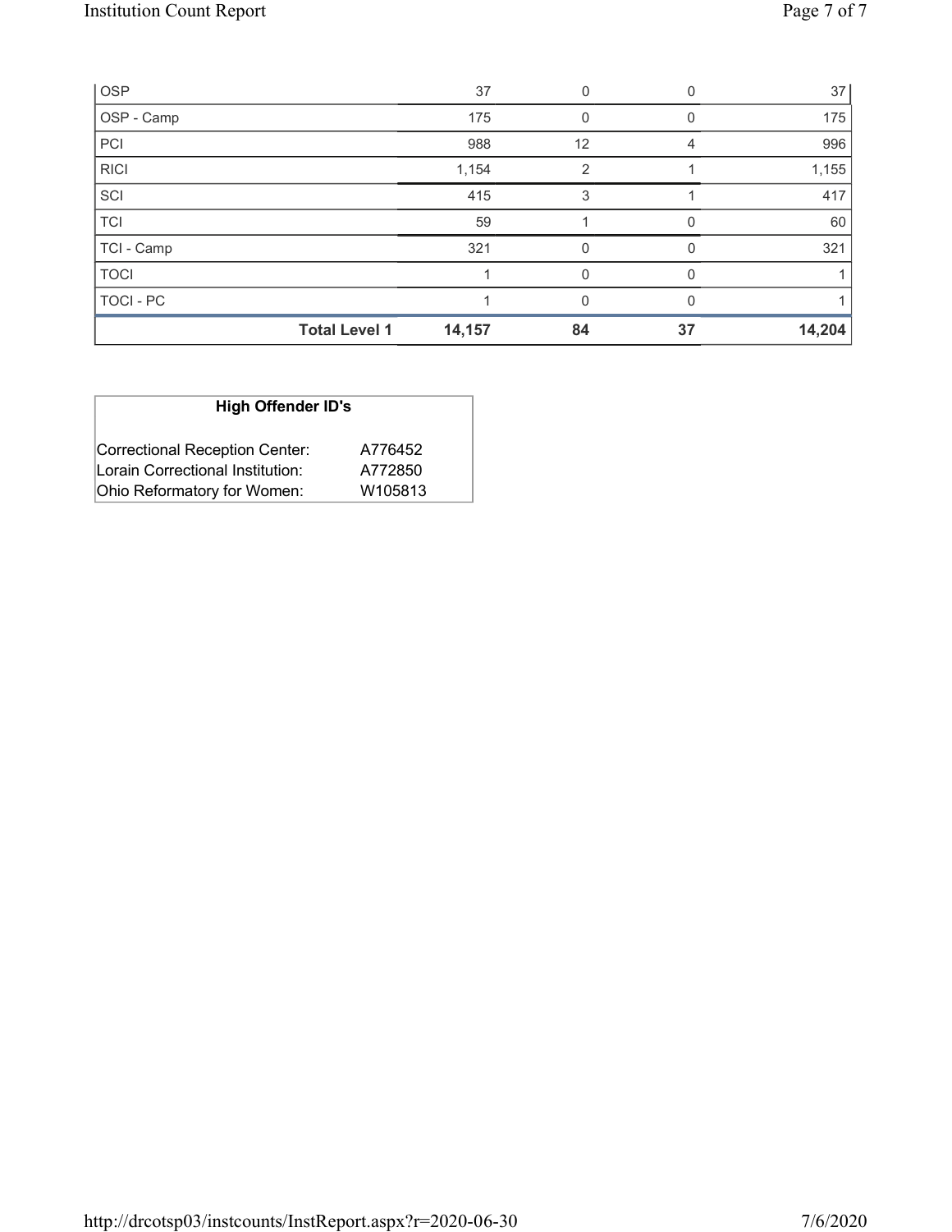| | | | | |
|---|---|---|---|---|
| OSP | 37 | 0 | 0 | 37 |
| OSP - Camp | 175 | 0 | 0 | 175 |
| PCI | 988 | 12 | 4 | 996 |
| RICI | 1,154 | 2 | 1 | 1,155 |
| SCI | 415 | 3 | 1 | 417 |
| TCI | 59 | 1 | 0 | 60 |
| TCI - Camp | 321 | 0 | 0 | 321 |
| TOCI | 1 | 0 | 0 | 1 |
| TOCI - PC | 1 | 0 | 0 | 1 |
| **Total Level 1** | **14,157** | **84** | **37** | **14,204** |

| **High Offender ID's** | |
|---|---|
| Correctional Reception Center: | A776452 |
| Lorain Correctional Institution: | A772850 |
| Ohio Reformatory for Women: | W105813 |